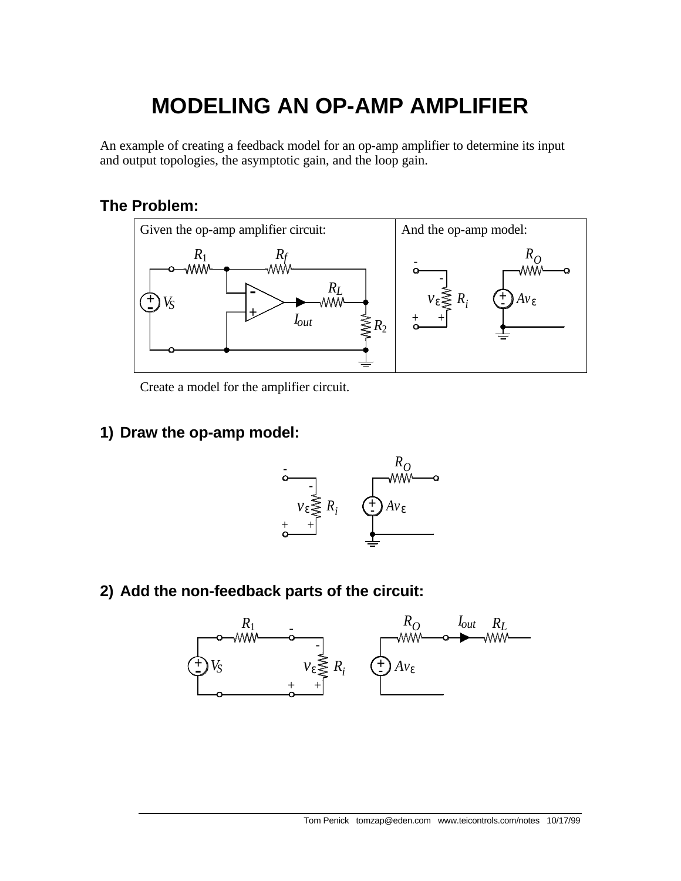# MODELING AN OP-AMP AMPLIFIER

An example of creating a feedback model for an op-amp amplifier to determine its input and output topologies, the asymptotic gain, and the loop gain.

## The Problem:

| Given the op-amp amplifier circuit: | And the op-amp model: |
|---|---|
| | |

Create a model for the amplifier circuit.

## 1) Draw the op-amp model:

## 2) Add the non-feedback parts of the circuit: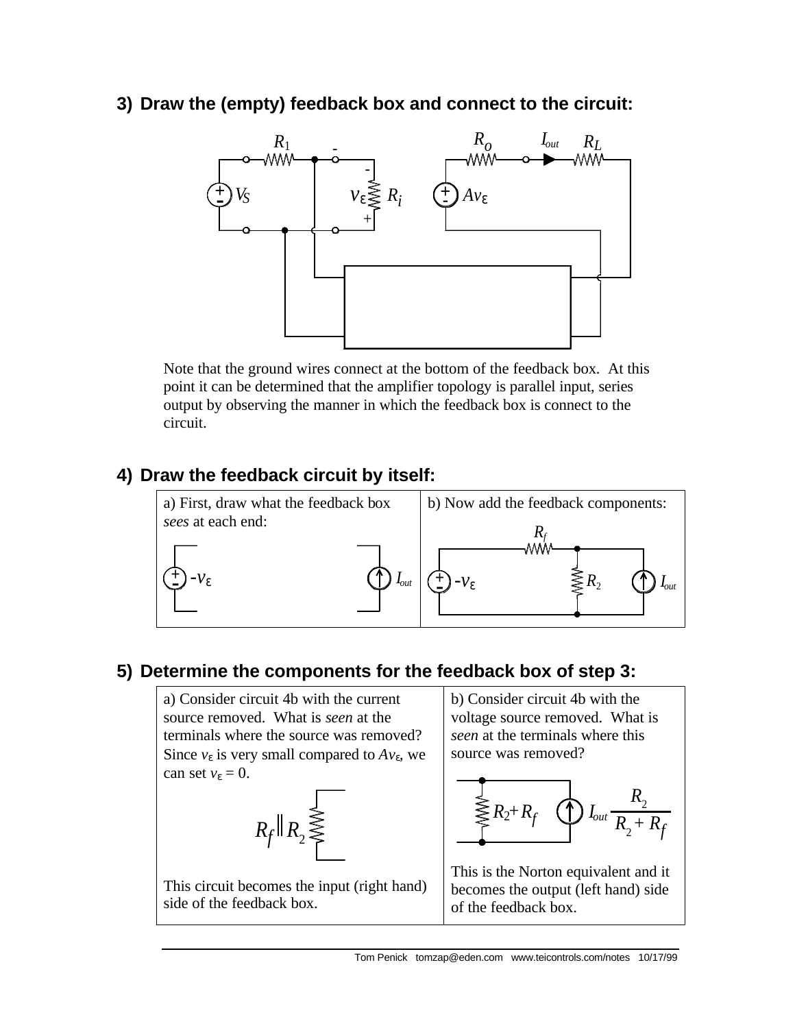## 3) Draw the (empty) feedback box and connect to the circuit:

Note that the ground wires connect at the bottom of the feedback box. At this point it can be determined that the amplifier topology is parallel input, series output by observing the manner in which the feedback box is connect to the circuit.

## 4) Draw the feedback circuit by itself:

| a) First, draw what the feedback box *sees* at each end: | b) Now add the feedback components: |
|---|---|
| $-v_\varepsilon$ &nbsp;&nbsp; $I_{out}$ | $R_f$, $-v_\varepsilon$, $R_2$, $I_{out}$ |

## 5) Determine the components for the feedback box of step 3:

| a) Consider circuit 4b with the current source removed. What is *seen* at the terminals where the source was removed? Since $v_\varepsilon$ is very small compared to $Av_\varepsilon$, we can set $v_\varepsilon = 0$. | b) Consider circuit 4b with the voltage source removed. What is *seen* at the terminals where this source was removed? |
|---|---|
| $R_f \parallel R_2$ | $R_2 + R_f$ &nbsp;&nbsp; $I_{out} \dfrac{R_2}{R_2 + R_f}$ |
| This circuit becomes the input (right hand) side of the feedback box. | This is the Norton equivalent and it becomes the output (left hand) side of the feedback box. |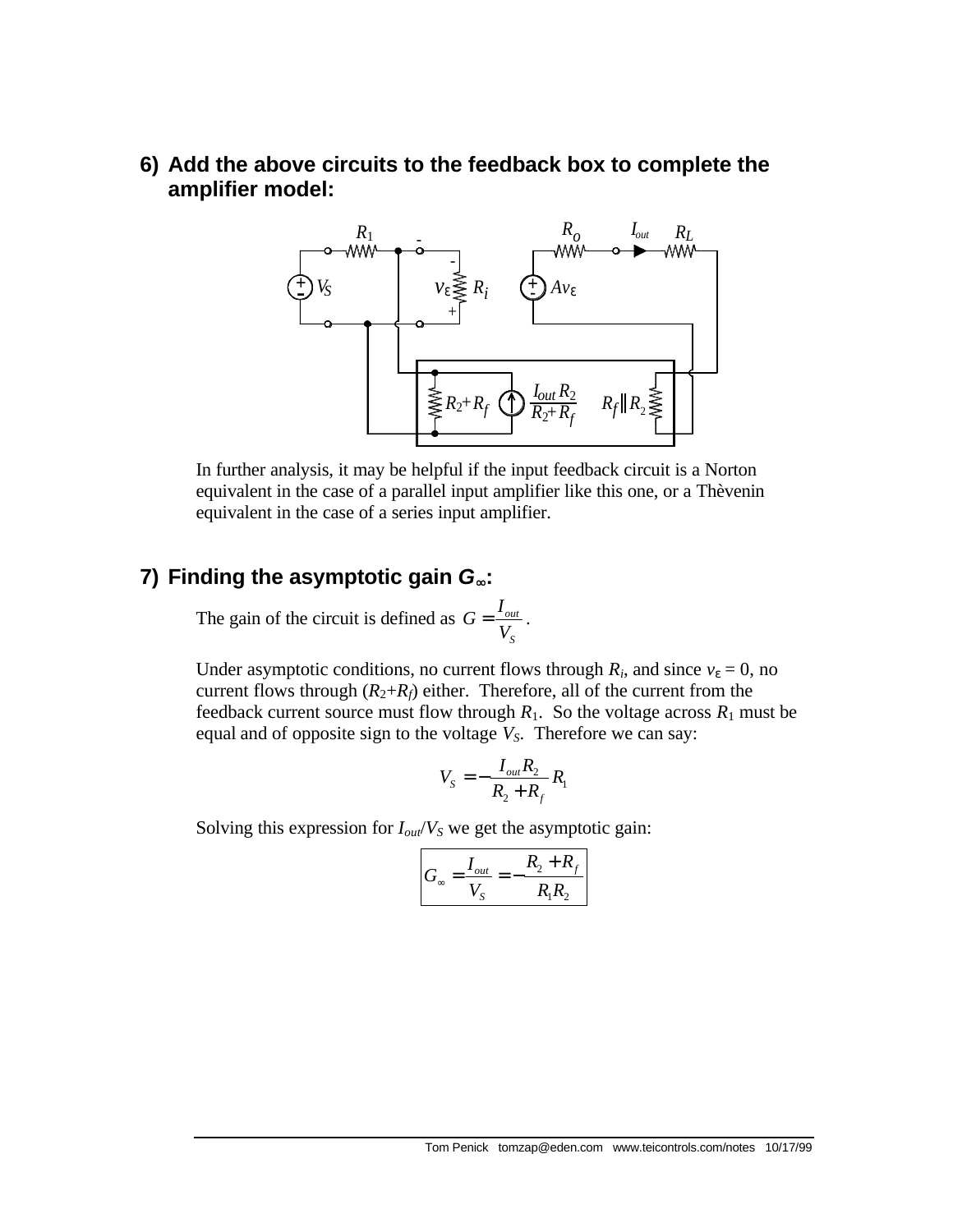## 6) Add the above circuits to the feedback box to complete the amplifier model:

In further analysis, it may be helpful if the input feedback circuit is a Norton equivalent in the case of a parallel input amplifier like this one, or a Thèvenin equivalent in the case of a series input amplifier.

## 7) Finding the asymptotic gain $G_\infty$:

The gain of the circuit is defined as $G = \dfrac{I_{out}}{V_S}$.

Under asymptotic conditions, no current flows through $R_i$, and since $v_\varepsilon = 0$, no current flows through ($R_2$+$R_f$) either. Therefore, all of the current from the feedback current source must flow through $R_1$. So the voltage across $R_1$ must be equal and of opposite sign to the voltage $V_S$. Therefore we can say:

$$V_S = -\frac{I_{out} R_2}{R_2 + R_f} R_1$$

Solving this expression for $I_{out}/V_S$ we get the asymptotic gain:

$$\boxed{G_\infty = \frac{I_{out}}{V_S} = -\frac{R_2 + R_f}{R_1 R_2}}$$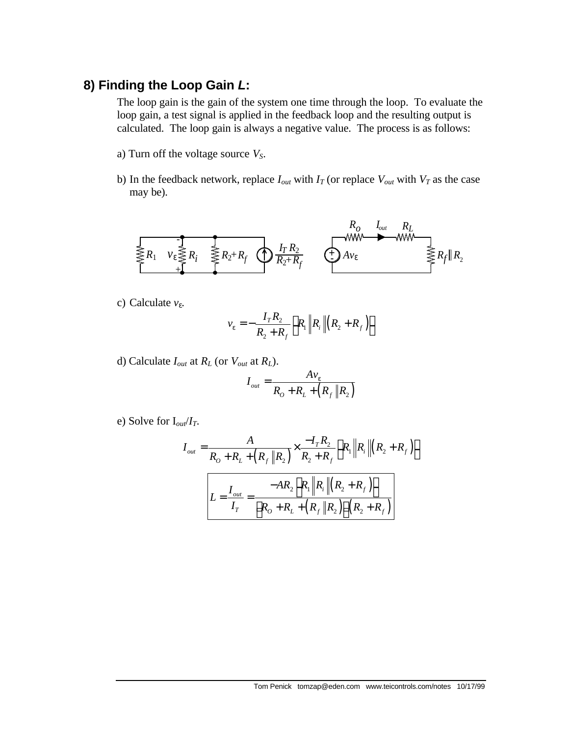## 8) Finding the Loop Gain *L*:

The loop gain is the gain of the system one time through the loop. To evaluate the loop gain, a test signal is applied in the feedback loop and the resulting output is calculated. The loop gain is always a negative value. The process is as follows:

a) Turn off the voltage source $V_S$.

b) In the feedback network, replace $I_{out}$ with $I_T$ (or replace $V_{out}$ with $V_T$ as the case may be).

$R_1$ $v_\varepsilon$ $R_i$ $R_2+R_f$ $\frac{I_T R_2}{R_2+R_f}$ $R_O$ $I_{out}$ $R_L$ $Av_\varepsilon$ $R_f \| R_2$

c) Calculate $v_\varepsilon$.

$$v_\varepsilon = -\frac{I_T R_2}{R_2 + R_f}\left[R_1 \left\| R_i \right\| \left(R_2 + R_f\right)\right]$$

d) Calculate $I_{out}$ at $R_L$ (or $V_{out}$ at $R_L$).

$$I_{out} = \frac{Av_\varepsilon}{R_O + R_L + \left(R_f \| R_2\right)}$$

e) Solve for $I_{out}/I_T$.

$$I_{out} = \frac{A}{R_O + R_L + \left(R_f \| R_2\right)} \times \frac{-I_T R_2}{R_2 + R_f}\left[R_1 \left\| R_i \right\| \left(R_2 + R_f\right)\right]$$

$$\boxed{L = \frac{I_{out}}{I_T} = \frac{-AR_2\left[R_1 \left\| R_i \right\| \left(R_2 + R_f\right)\right]}{\left[R_O + R_L + \left(R_f \| R_2\right)\right]\left(R_2 + R_f\right)}}$$